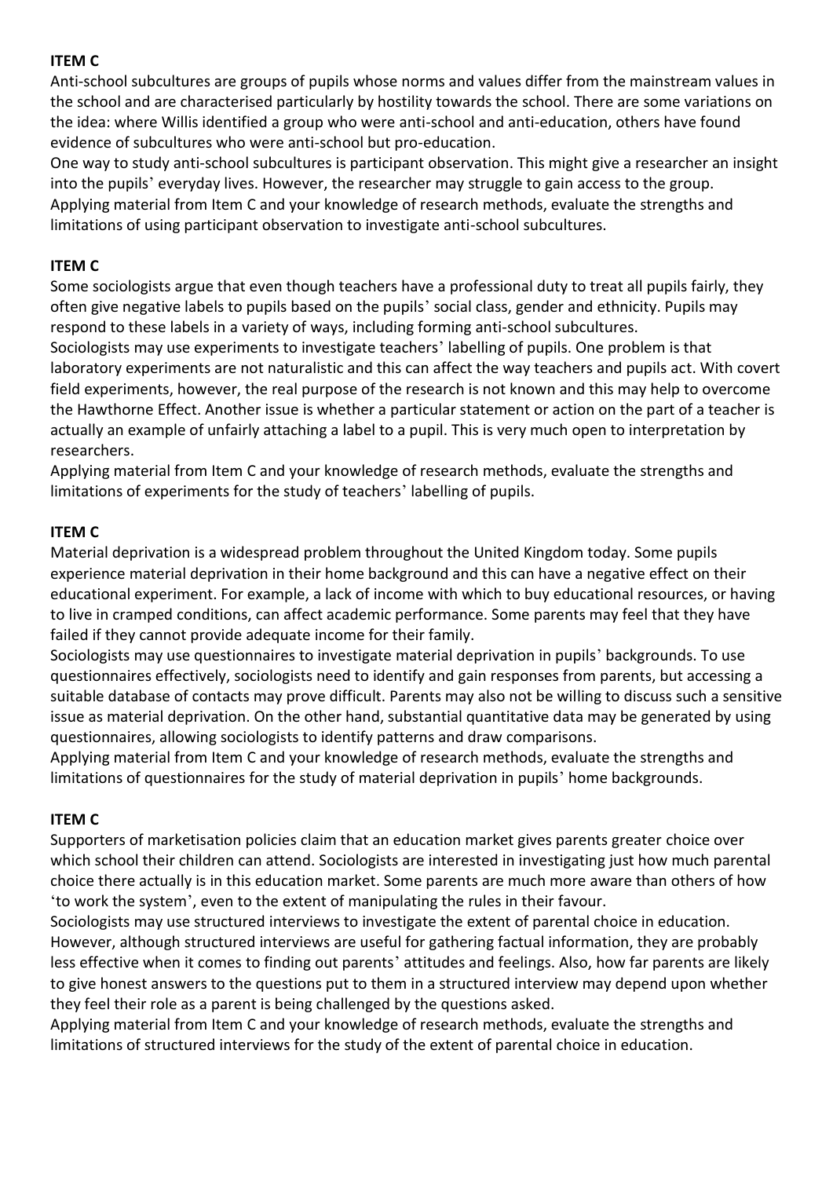**ITEM C**

Anti-school subcultures are groups of pupils whose norms and values differ from the mainstream values in the school and are characterised particularly by hostility towards the school. There are some variations on the idea: where Willis identified a group who were anti-school and anti-education, others have found evidence of subcultures who were anti-school but pro-education.

One way to study anti-school subcultures is participant observation. This might give a researcher an insight into the pupils' everyday lives. However, the researcher may struggle to gain access to the group.

Applying material from Item C and your knowledge of research methods, evaluate the strengths and limitations of using participant observation to investigate anti-school subcultures.

**ITEM C**

Some sociologists argue that even though teachers have a professional duty to treat all pupils fairly, they often give negative labels to pupils based on the pupils' social class, gender and ethnicity. Pupils may respond to these labels in a variety of ways, including forming anti-school subcultures.

Sociologists may use experiments to investigate teachers' labelling of pupils. One problem is that laboratory experiments are not naturalistic and this can affect the way teachers and pupils act. With covert field experiments, however, the real purpose of the research is not known and this may help to overcome the Hawthorne Effect. Another issue is whether a particular statement or action on the part of a teacher is actually an example of unfairly attaching a label to a pupil. This is very much open to interpretation by researchers.

Applying material from Item C and your knowledge of research methods, evaluate the strengths and limitations of experiments for the study of teachers' labelling of pupils.

**ITEM C**

Material deprivation is a widespread problem throughout the United Kingdom today. Some pupils experience material deprivation in their home background and this can have a negative effect on their educational experiment. For example, a lack of income with which to buy educational resources, or having to live in cramped conditions, can affect academic performance. Some parents may feel that they have failed if they cannot provide adequate income for their family.

Sociologists may use questionnaires to investigate material deprivation in pupils' backgrounds. To use questionnaires effectively, sociologists need to identify and gain responses from parents, but accessing a suitable database of contacts may prove difficult. Parents may also not be willing to discuss such a sensitive issue as material deprivation. On the other hand, substantial quantitative data may be generated by using questionnaires, allowing sociologists to identify patterns and draw comparisons.

Applying material from Item C and your knowledge of research methods, evaluate the strengths and limitations of questionnaires for the study of material deprivation in pupils' home backgrounds.

**ITEM C**

Supporters of marketisation policies claim that an education market gives parents greater choice over which school their children can attend. Sociologists are interested in investigating just how much parental choice there actually is in this education market. Some parents are much more aware than others of how 'to work the system', even to the extent of manipulating the rules in their favour.

Sociologists may use structured interviews to investigate the extent of parental choice in education. However, although structured interviews are useful for gathering factual information, they are probably less effective when it comes to finding out parents' attitudes and feelings. Also, how far parents are likely to give honest answers to the questions put to them in a structured interview may depend upon whether they feel their role as a parent is being challenged by the questions asked.

Applying material from Item C and your knowledge of research methods, evaluate the strengths and limitations of structured interviews for the study of the extent of parental choice in education.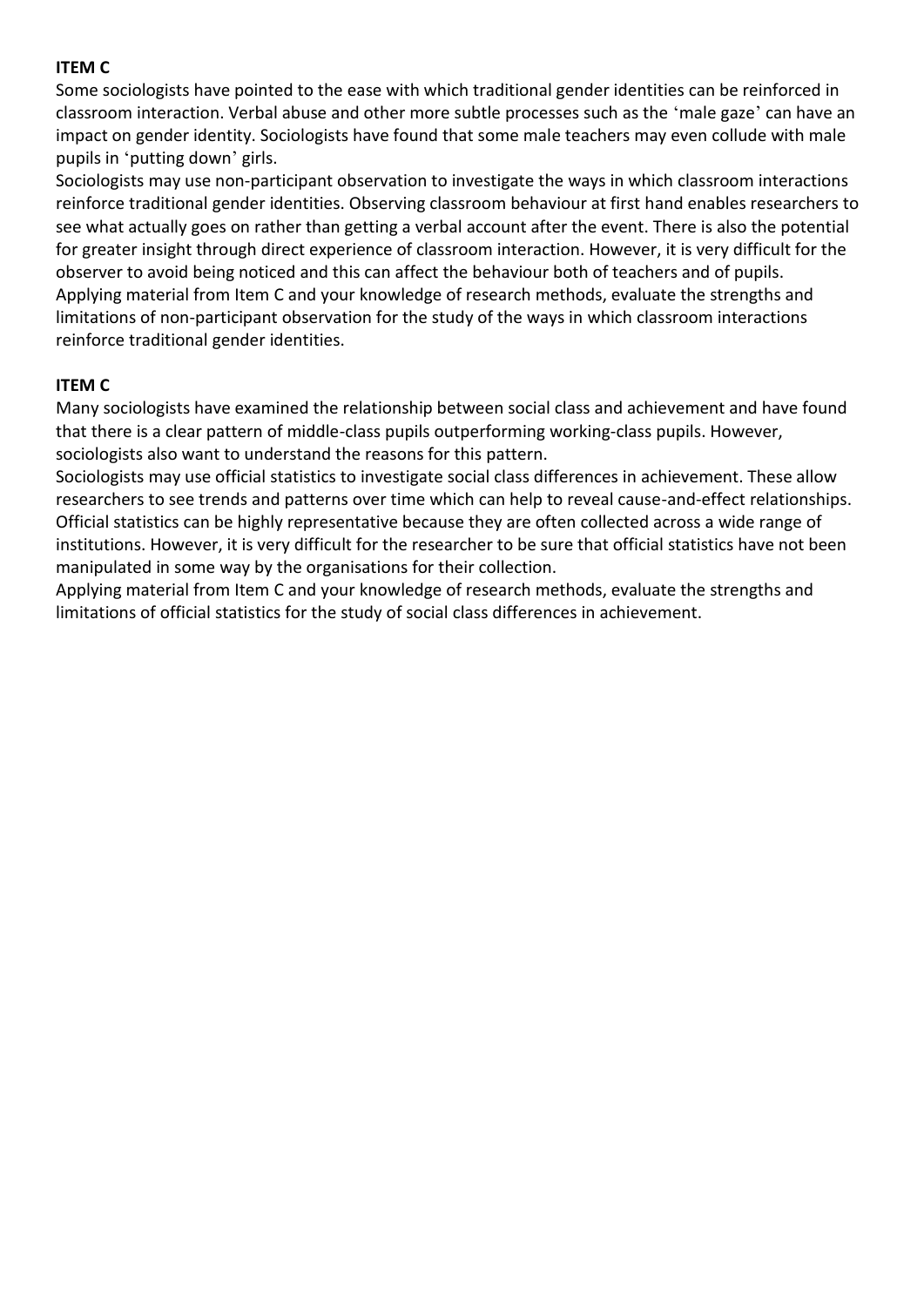**ITEM C**

Some sociologists have pointed to the ease with which traditional gender identities can be reinforced in classroom interaction. Verbal abuse and other more subtle processes such as the 'male gaze' can have an impact on gender identity. Sociologists have found that some male teachers may even collude with male pupils in 'putting down' girls.

Sociologists may use non-participant observation to investigate the ways in which classroom interactions reinforce traditional gender identities. Observing classroom behaviour at first hand enables researchers to see what actually goes on rather than getting a verbal account after the event. There is also the potential for greater insight through direct experience of classroom interaction. However, it is very difficult for the observer to avoid being noticed and this can affect the behaviour both of teachers and of pupils.

Applying material from Item C and your knowledge of research methods, evaluate the strengths and limitations of non-participant observation for the study of the ways in which classroom interactions reinforce traditional gender identities.

**ITEM C**

Many sociologists have examined the relationship between social class and achievement and have found that there is a clear pattern of middle-class pupils outperforming working-class pupils. However, sociologists also want to understand the reasons for this pattern.

Sociologists may use official statistics to investigate social class differences in achievement. These allow researchers to see trends and patterns over time which can help to reveal cause-and-effect relationships. Official statistics can be highly representative because they are often collected across a wide range of institutions. However, it is very difficult for the researcher to be sure that official statistics have not been manipulated in some way by the organisations for their collection.

Applying material from Item C and your knowledge of research methods, evaluate the strengths and limitations of official statistics for the study of social class differences in achievement.